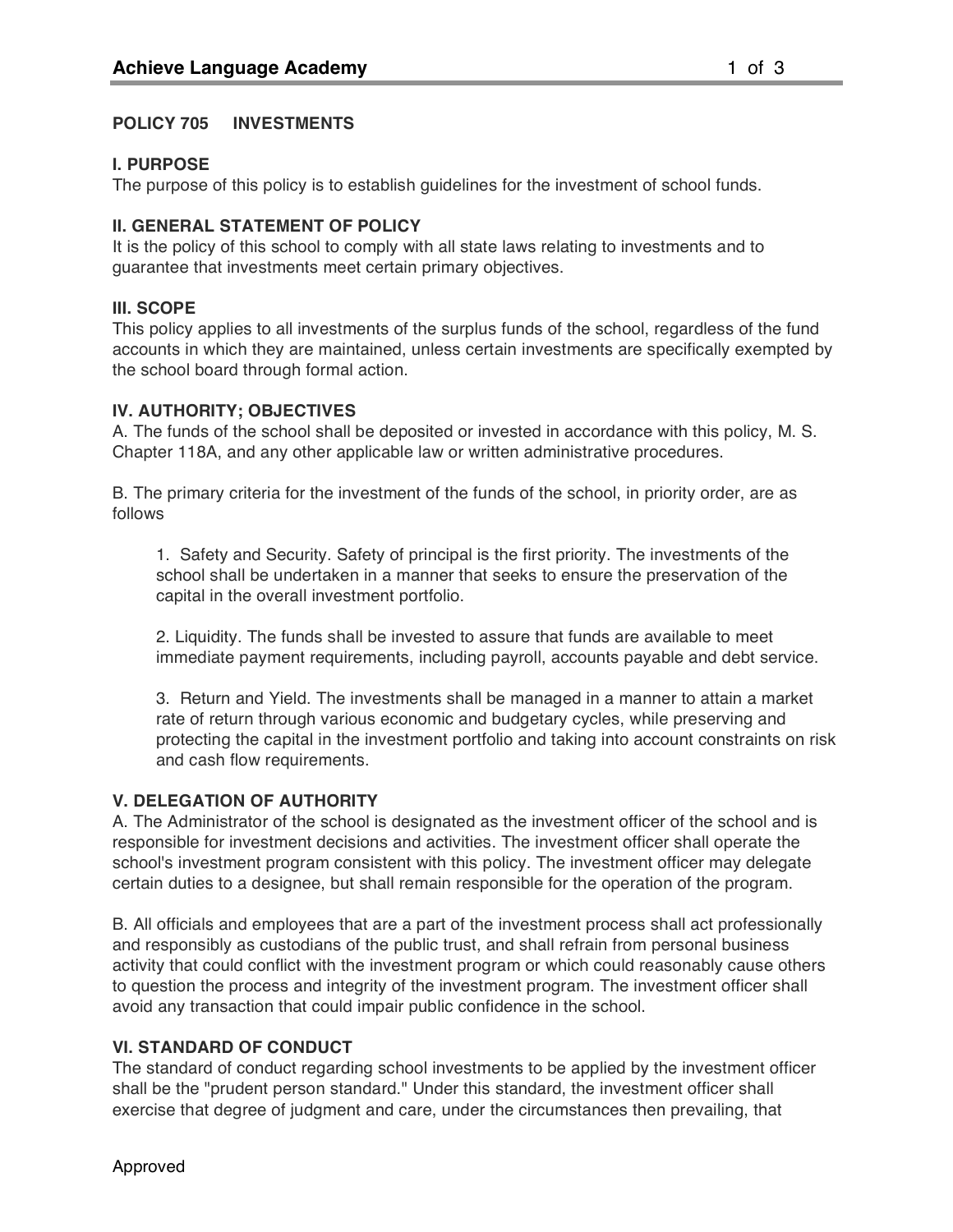## POLICY 705 INVESTMENTS

### I. PURPOSE

The purpose of this policy is to establish guidelines for the investment of school funds.

### II. GENERAL STATEMENT OF POLICY

It is the policy of this school to comply with all state laws relating to investments and to guarantee that investments meet certain primary objectives.

### III. SCOPE

This policy applies to all investments of the surplus funds of the school, regardless of the fund accounts in which they are maintained, unless certain investments are specifically exempted by the school board through formal action.

### IV. AUTHORITY; OBJECTIVES

A. The funds of the school shall be deposited or invested in accordance with this policy, M. S. Chapter 118A, and any other applicable law or written administrative procedures.

B. The primary criteria for the investment of the funds of the school, in priority order, are as follows

1. Safety and Security. Safety of principal is the first priority. The investments of the school shall be undertaken in a manner that seeks to ensure the preservation of the capital in the overall investment portfolio.

2. Liquidity. The funds shall be invested to assure that funds are available to meet immediate payment requirements, including payroll, accounts payable and debt service.

3. Return and Yield. The investments shall be managed in a manner to attain a market rate of return through various economic and budgetary cycles, while preserving and protecting the capital in the investment portfolio and taking into account constraints on risk and cash flow requirements.

### V. DELEGATION OF AUTHORITY

A. The Administrator of the school is designated as the investment officer of the school and is responsible for investment decisions and activities. The investment officer shall operate the school's investment program consistent with this policy. The investment officer may delegate certain duties to a designee, but shall remain responsible for the operation of the program.

B. All officials and employees that are a part of the investment process shall act professionally and responsibly as custodians of the public trust, and shall refrain from personal business activity that could conflict with the investment program or which could reasonably cause others to question the process and integrity of the investment program. The investment officer shall avoid any transaction that could impair public confidence in the school.

### VI. STANDARD OF CONDUCT

The standard of conduct regarding school investments to be applied by the investment officer shall be the "prudent person standard." Under this standard, the investment officer shall exercise that degree of judgment and care, under the circumstances then prevailing, that

Approved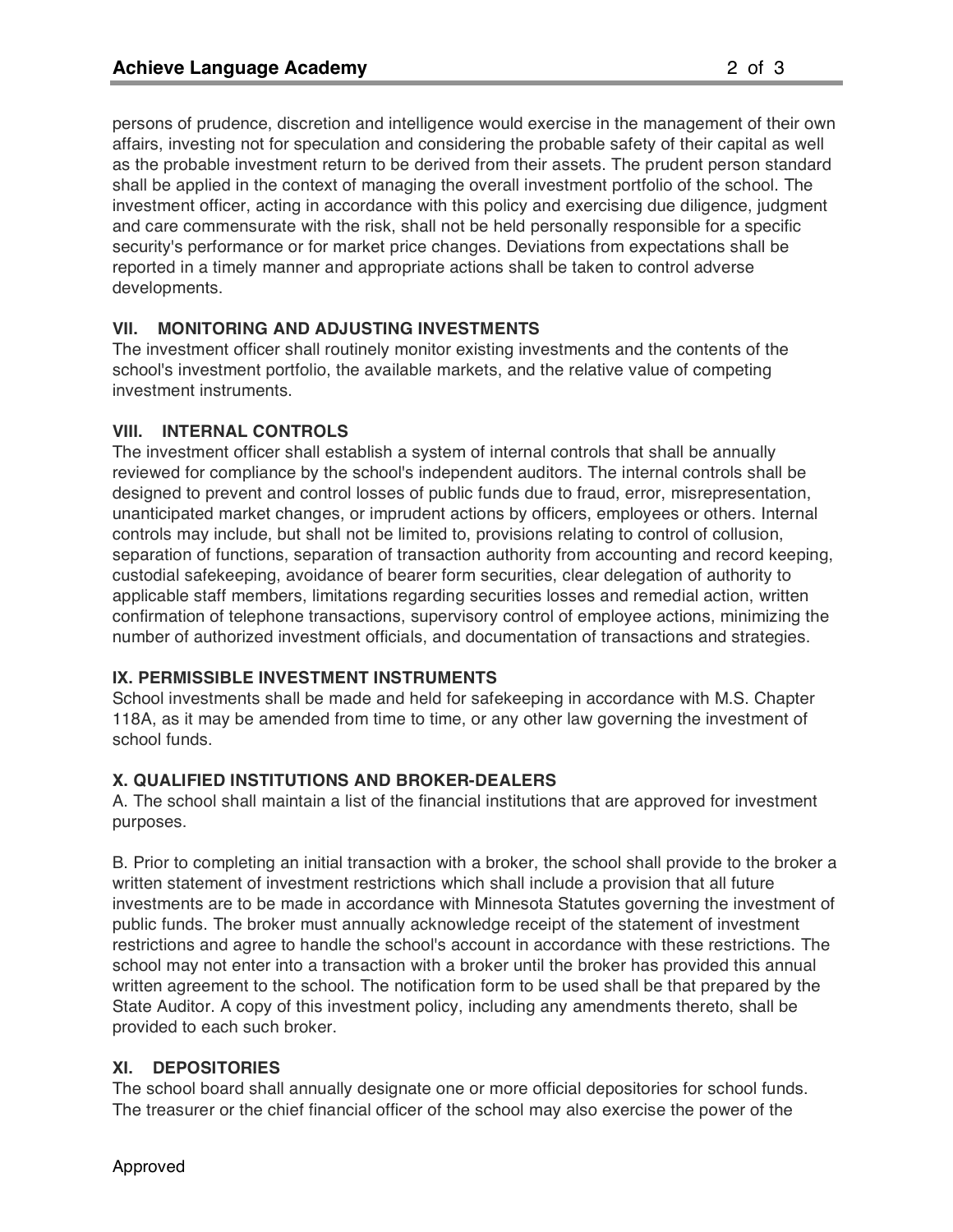persons of prudence, discretion and intelligence would exercise in the management of their own affairs, investing not for speculation and considering the probable safety of their capital as well as the probable investment return to be derived from their assets. The prudent person standard shall be applied in the context of managing the overall investment portfolio of the school. The investment officer, acting in accordance with this policy and exercising due diligence, judgment and care commensurate with the risk, shall not be held personally responsible for a specific security's performance or for market price changes. Deviations from expectations shall be reported in a timely manner and appropriate actions shall be taken to control adverse developments.

**VII. MONITORING AND ADJUSTING INVESTMENTS**

The investment officer shall routinely monitor existing investments and the contents of the school's investment portfolio, the available markets, and the relative value of competing investment instruments.

**VIII. INTERNAL CONTROLS**

The investment officer shall establish a system of internal controls that shall be annually reviewed for compliance by the school's independent auditors. The internal controls shall be designed to prevent and control losses of public funds due to fraud, error, misrepresentation, unanticipated market changes, or imprudent actions by officers, employees or others. Internal controls may include, but shall not be limited to, provisions relating to control of collusion, separation of functions, separation of transaction authority from accounting and record keeping, custodial safekeeping, avoidance of bearer form securities, clear delegation of authority to applicable staff members, limitations regarding securities losses and remedial action, written confirmation of telephone transactions, supervisory control of employee actions, minimizing the number of authorized investment officials, and documentation of transactions and strategies.

**IX. PERMISSIBLE INVESTMENT INSTRUMENTS**

School investments shall be made and held for safekeeping in accordance with M.S. Chapter 118A, as it may be amended from time to time, or any other law governing the investment of school funds.

**X. QUALIFIED INSTITUTIONS AND BROKER-DEALERS**

A. The school shall maintain a list of the financial institutions that are approved for investment purposes.

B. Prior to completing an initial transaction with a broker, the school shall provide to the broker a written statement of investment restrictions which shall include a provision that all future investments are to be made in accordance with Minnesota Statutes governing the investment of public funds. The broker must annually acknowledge receipt of the statement of investment restrictions and agree to handle the school's account in accordance with these restrictions. The school may not enter into a transaction with a broker until the broker has provided this annual written agreement to the school. The notification form to be used shall be that prepared by the State Auditor. A copy of this investment policy, including any amendments thereto, shall be provided to each such broker.

**XI. DEPOSITORIES**

The school board shall annually designate one or more official depositories for school funds. The treasurer or the chief financial officer of the school may also exercise the power of the

Approved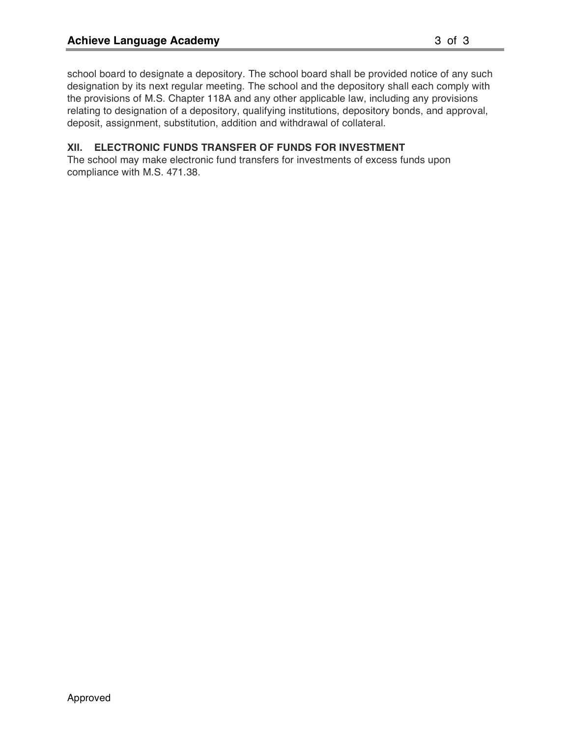school board to designate a depository. The school board shall be provided notice of any such designation by its next regular meeting. The school and the depository shall each comply with the provisions of M.S. Chapter 118A and any other applicable law, including any provisions relating to designation of a depository, qualifying institutions, depository bonds, and approval, deposit, assignment, substitution, addition and withdrawal of collateral.

### XII. ELECTRONIC FUNDS TRANSFER OF FUNDS FOR INVESTMENT

The school may make electronic fund transfers for investments of excess funds upon compliance with M.S. 471.38.

Approved